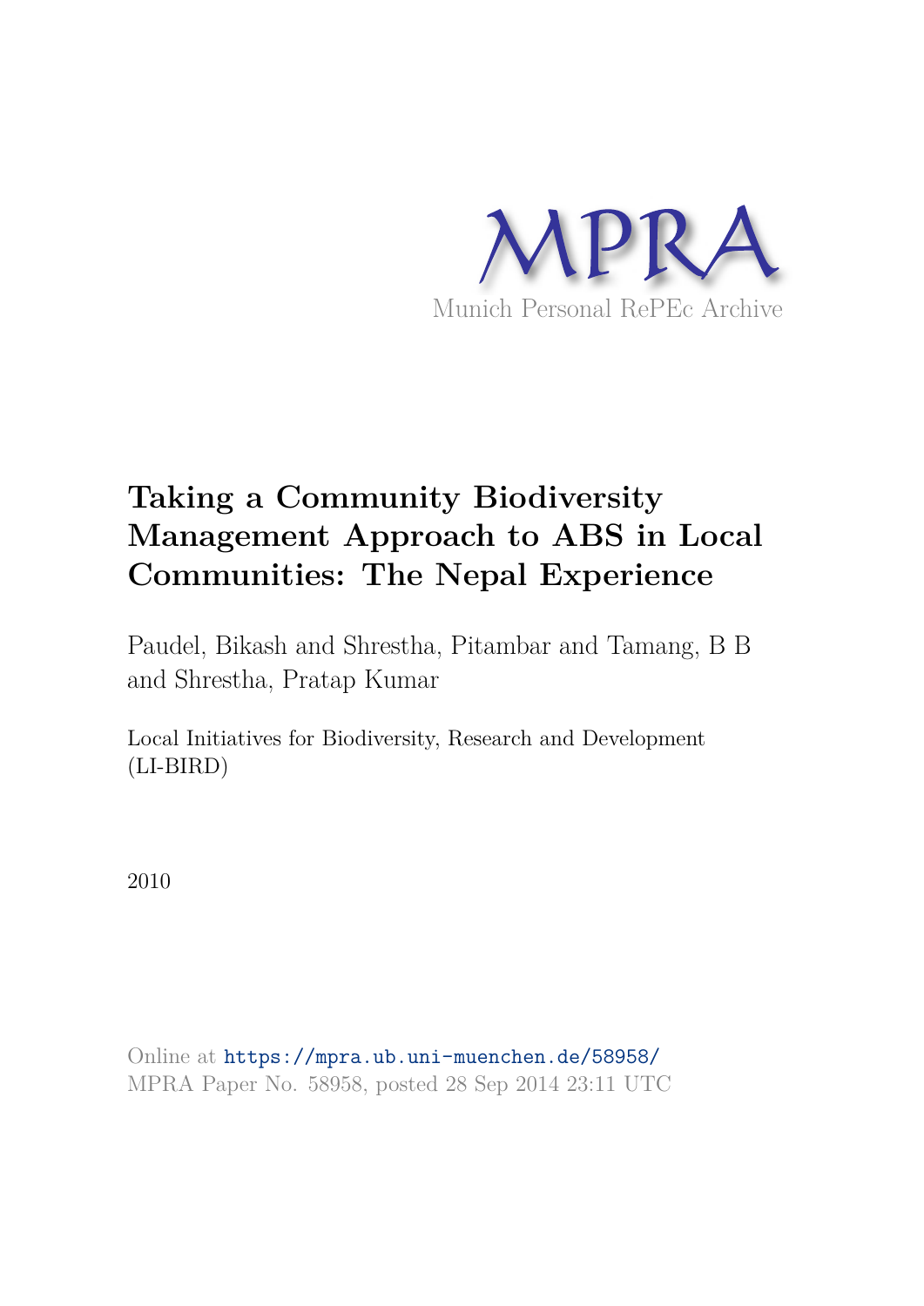MPRA

Munich Personal RePEc Archive

# Taking a Community Biodiversity Management Approach to ABS in Local Communities: The Nepal Experience

Paudel, Bikash and Shrestha, Pitambar and Tamang, B B and Shrestha, Pratap Kumar

Local Initiatives for Biodiversity, Research and Development (LI-BIRD)

2010

Online at https://mpra.ub.uni-muenchen.de/58958/
MPRA Paper No. 58958, posted 28 Sep 2014 23:11 UTC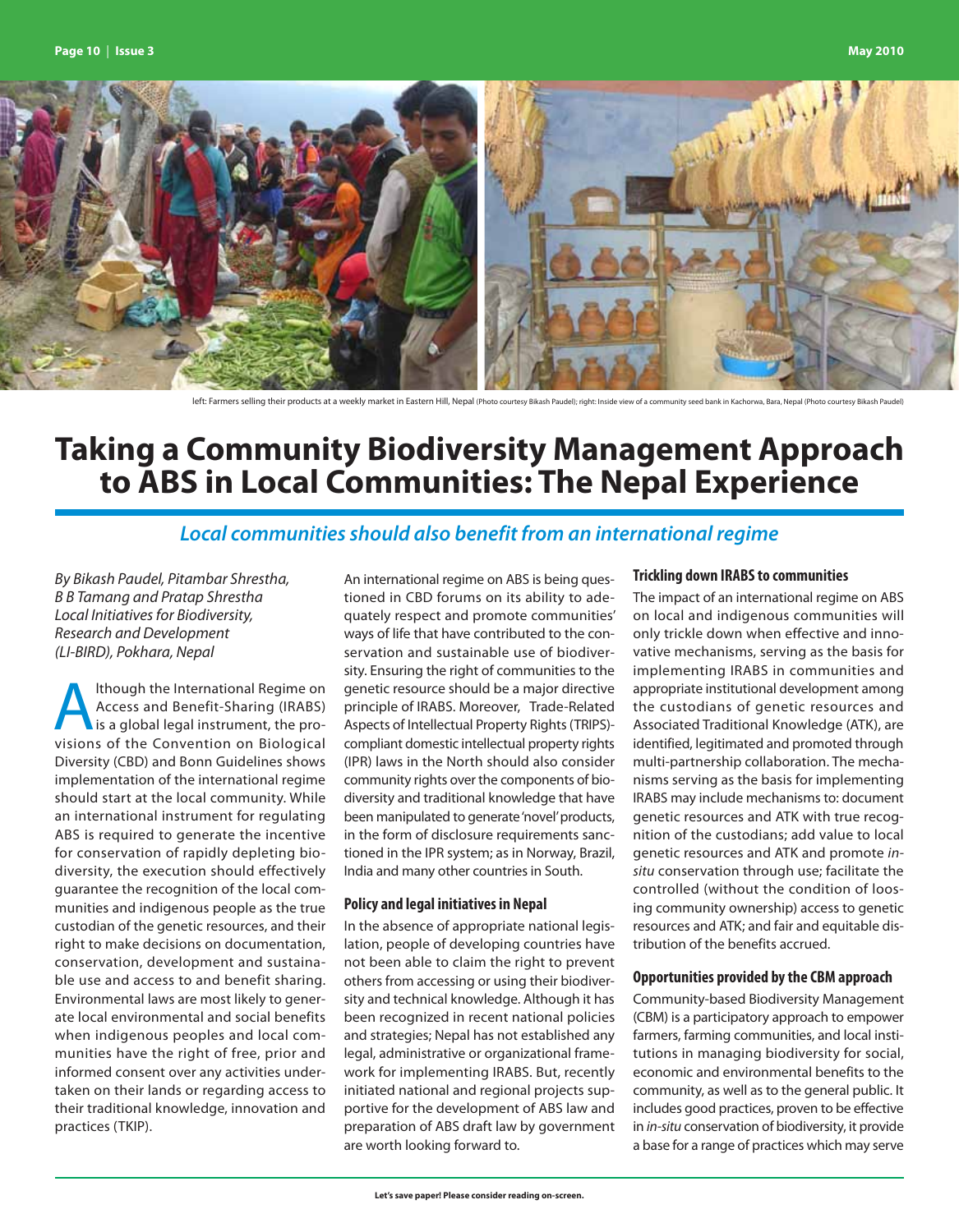left: Farmers selling their products at a weekly market in Eastern Hill, Nepal (Photo courtesy Bikash Paudel); right: Inside view of a community seed bank in Kachorwa, Bara, Nepal (Photo courtesy Bikash Paudel)

# Taking a Community Biodiversity Management Approach to ABS in Local Communities: The Nepal Experience

## *Local communities should also benefit from an international regime*

*By Bikash Paudel, Pitambar Shrestha, B B Tamang and Pratap Shrestha*
*Local Initiatives for Biodiversity, Research and Development (LI-BIRD), Pokhara, Nepal*

Although the International Regime on Access and Benefit-Sharing (IRABS) is a global legal instrument, the provisions of the Convention on Biological Diversity (CBD) and Bonn Guidelines shows implementation of the international regime should start at the local community. While an international instrument for regulating ABS is required to generate the incentive for conservation of rapidly depleting biodiversity, the execution should effectively guarantee the recognition of the local communities and indigenous people as the true custodian of the genetic resources, and their right to make decisions on documentation, conservation, development and sustainable use and access to and benefit sharing. Environmental laws are most likely to generate local environmental and social benefits when indigenous peoples and local communities have the right of free, prior and informed consent over any activities undertaken on their lands or regarding access to their traditional knowledge, innovation and practices (TKIP).

An international regime on ABS is being questioned in CBD forums on its ability to adequately respect and promote communities' ways of life that have contributed to the conservation and sustainable use of biodiversity. Ensuring the right of communities to the genetic resource should be a major directive principle of IRABS. Moreover, Trade-Related Aspects of Intellectual Property Rights (TRIPS)-compliant domestic intellectual property rights (IPR) laws in the North should also consider community rights over the components of biodiversity and traditional knowledge that have been manipulated to generate 'novel' products, in the form of disclosure requirements sanctioned in the IPR system; as in Norway, Brazil, India and many other countries in South.

### Policy and legal initiatives in Nepal

In the absence of appropriate national legislation, people of developing countries have not been able to claim the right to prevent others from accessing or using their biodiversity and technical knowledge. Although it has been recognized in recent national policies and strategies; Nepal has not established any legal, administrative or organizational framework for implementing IRABS. But, recently initiated national and regional projects supportive for the development of ABS law and preparation of ABS draft law by government are worth looking forward to.

### Trickling down IRABS to communities

The impact of an international regime on ABS on local and indigenous communities will only trickle down when effective and innovative mechanisms, serving as the basis for implementing IRABS in communities and appropriate institutional development among the custodians of genetic resources and Associated Traditional Knowledge (ATK), are identified, legitimated and promoted through multi-partnership collaboration. The mechanisms serving as the basis for implementing IRABS may include mechanisms to: document genetic resources and ATK with true recognition of the custodians; add value to local genetic resources and ATK and promote *in-situ* conservation through use; facilitate the controlled (without the condition of loosing community ownership) access to genetic resources and ATK; and fair and equitable distribution of the benefits accrued.

### Opportunities provided by the CBM approach

Community-based Biodiversity Management (CBM) is a participatory approach to empower farmers, farming communities, and local institutions in managing biodiversity for social, economic and environmental benefits to the community, as well as to the general public. It includes good practices, proven to be effective in *in-situ* conservation of biodiversity, it provide a base for a range of practices which may serve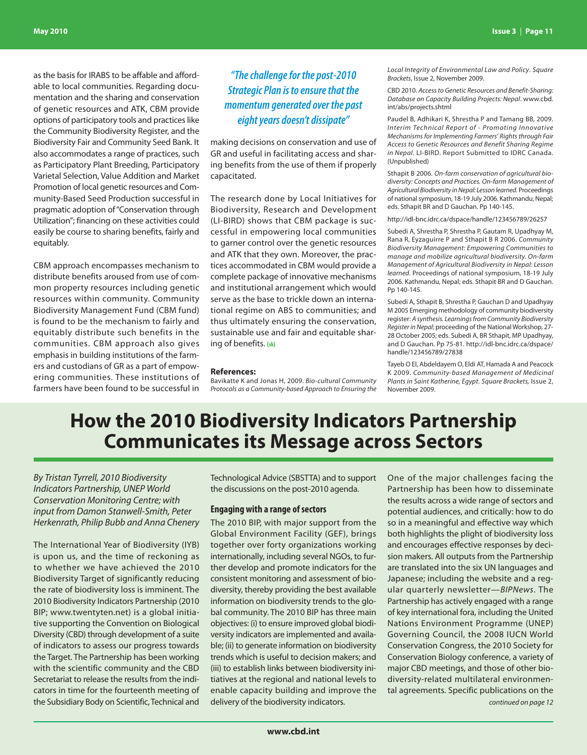as the basis for IRABS to be affable and affordable to local communities. Regarding documentation and the sharing and conservation of genetic resources and ATK, CBM provide options of participatory tools and practices like the Community Biodiversity Register, and the Biodiversity Fair and Community Seed Bank. It also accommodates a range of practices, such as Participatory Plant Breeding, Participatory Varietal Selection, Value Addition and Market Promotion of local genetic resources and Community-Based Seed Production successful in pragmatic adoption of "Conservation through Utilization"; financing on these activities could easily be course to sharing benefits, fairly and equitably.

CBM approach encompasses mechanism to distribute benefits aroused from use of common property resources including genetic resources within community. Community Biodiversity Management Fund (CBM fund) is found to be the mechanism to fairly and equitably distribute such benefits in the communities. CBM approach also gives emphasis in building institutions of the farmers and custodians of GR as a part of empowering communities. These institutions of farmers have been found to be successful in making decisions on conservation and use of GR and useful in facilitating access and sharing benefits from the use of them if properly capacitated.

*"The challenge for the post-2010 Strategic Plan is to ensure that the momentum generated over the past eight years doesn't dissipate"*

The research done by Local Initiatives for Biodiversity, Research and Development (LI-BIRD) shows that CBM package is successful in empowering local communities to garner control over the genetic resources and ATK that they own. Moreover, the practices accommodated in CBM would provide a complete package of innovative mechanisms and institutional arrangement which would serve as the base to trickle down an international regime on ABS to communities; and thus ultimately ensuring the conservation, sustainable use and fair and equitable sharing of benefits. [sb]

**References:**

Bavikatte K and Jonas H, 2009. *Bio-cultural Community Protocols as a Community-based Approach to Ensuring the Local Integrity of Environmental Law and Policy*. *Square Brackets*, Issue 2, November 2009.

CBD 2010. *Access to Genetic Resources and Benefit-Sharing: Database on Capacity Building Projects: Nepal*. www.cbd.int/abs/projects.shtml

Paudel B, Adhikari K, Shrestha P and Tamang BB, 2009. *Interim Technical Report of - Promoting Innovative Mechanisms for Implementing Farmers' Rights through Fair Access to Genetic Resources and Benefit Sharing Regime in Nepal*. LI-BIRD. Report Submitted to IDRC Canada. (Unpublished)

Sthapit B 2006. *On-farm conservation of agricultural biodiversity: Concepts and Practices. On-farm Management of Agricultural Biodiversity in Nepal: Lesson learned.* Proceedings of national symposium, 18-19 July 2006. Kathmandu, Nepal; eds. Sthapit BR and D Gauchan. Pp 140-145.

http://idl-bnc.idrc.ca/dspace/handle/123456789/26257

Subedi A, Shrestha P, Shrestha P, Gautam R, Upadhyay M, Rana R, Eyzaguirre P and Sthapit B R 2006. *Community Biodiversity Management: Empowering Communities to manage and mobilize agricultural biodiversity. On-farm Management of Agricultural Biodiversity in Nepal: Lesson learned*. Proceedings of national symposium, 18-19 July 2006. Kathmandu, Nepal; eds. Sthapit BR and D Gauchan. Pp 140-145.

Subedi A, Sthapit B, Shrestha P, Gauchan D and Upadhyay M 2005 Emerging methodology of community biodiversity register: *A synthesis. Learnings from Community Biodiversity Register in Nepal*; proceeding of the National Workshop, 27-28 October 2005; eds. Subedi A, BR Sthapit, MP Upadhyay, and D Gauchan. Pp 75-81. http://idl-bnc.idrc.ca/dspace/handle/123456789/27838

Tayeb O El, Abdeldayem O, Eldi AT, Hamada A and Peacock K 2009. *Community-based Management of Medicinal Plants in Saint Katherine, Egypt. Square Brackets,* Issue 2, November 2009.

# How the 2010 Biodiversity Indicators Partnership Communicates its Message across Sectors

*By Tristan Tyrrell, 2010 Biodiversity Indicators Partnership, UNEP World Conservation Monitoring Centre; with input from Damon Stanwell-Smith, Peter Herkenrath, Philip Bubb and Anna Chenery*

The International Year of Biodiversity (IYB) is upon us, and the time of reckoning as to whether we have achieved the 2010 Biodiversity Target of significantly reducing the rate of biodiversity loss is imminent. The 2010 Biodiversity Indicators Partnership (2010 BIP; www.twentyten.net) is a global initiative supporting the Convention on Biological Diversity (CBD) through development of a suite of indicators to assess our progress towards the Target. The Partnership has been working with the scientific community and the CBD Secretariat to release the results from the indicators in time for the fourteenth meeting of the Subsidiary Body on Scientific, Technical and Technological Advice (SBSTTA) and to support the discussions on the post-2010 agenda.

## Engaging with a range of sectors

The 2010 BIP, with major support from the Global Environment Facility (GEF), brings together over forty organizations working internationally, including several NGOs, to further develop and promote indicators for the consistent monitoring and assessment of biodiversity, thereby providing the best available information on biodiversity trends to the global community. The 2010 BIP has three main objectives: (i) to ensure improved global biodiversity indicators are implemented and available; (ii) to generate information on biodiversity trends which is useful to decision makers; and (iii) to establish links between biodiversity initiatives at the regional and national levels to enable capacity building and improve the delivery of the biodiversity indicators.

One of the major challenges facing the Partnership has been how to disseminate the results across a wide range of sectors and potential audiences, and critically: how to do so in a meaningful and effective way which both highlights the plight of biodiversity loss and encourages effective responses by decision makers. All outputs from the Partnership are translated into the six UN languages and Japanese; including the website and a regular quarterly newsletter—*BIPNews*. The Partnership has actively engaged with a range of key international fora, including the United Nations Environment Programme (UNEP) Governing Council, the 2008 IUCN World Conservation Congress, the 2010 Society for Conservation Biology conference, a variety of major CBD meetings, and those of other biodiversity-related multilateral environmental agreements. Specific publications on the

*continued on page 12*